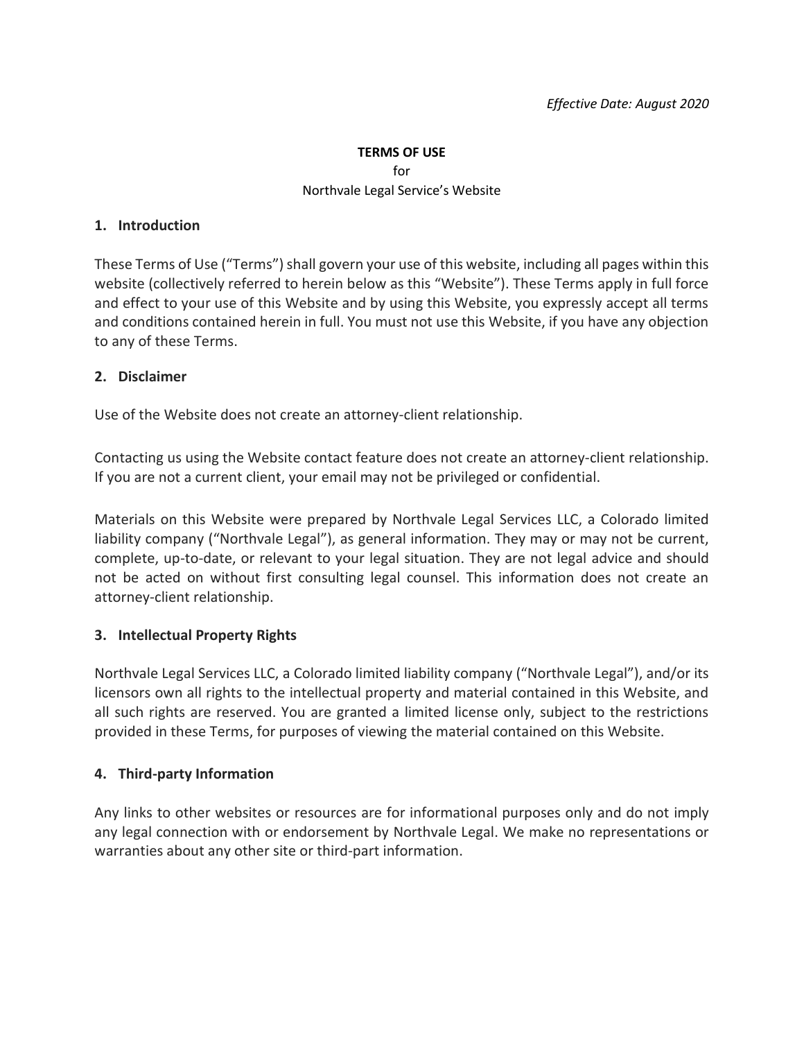*Effective Date: August 2020*

**TERMS OF USE**
for
Northvale Legal Service's Website

## 1. Introduction

These Terms of Use ("Terms") shall govern your use of this website, including all pages within this website (collectively referred to herein below as this "Website"). These Terms apply in full force and effect to your use of this Website and by using this Website, you expressly accept all terms and conditions contained herein in full. You must not use this Website, if you have any objection to any of these Terms.

## 2. Disclaimer

Use of the Website does not create an attorney-client relationship.

Contacting us using the Website contact feature does not create an attorney-client relationship. If you are not a current client, your email may not be privileged or confidential.

Materials on this Website were prepared by Northvale Legal Services LLC, a Colorado limited liability company ("Northvale Legal"), as general information. They may or may not be current, complete, up-to-date, or relevant to your legal situation. They are not legal advice and should not be acted on without first consulting legal counsel. This information does not create an attorney-client relationship.

## 3. Intellectual Property Rights

Northvale Legal Services LLC, a Colorado limited liability company ("Northvale Legal"), and/or its licensors own all rights to the intellectual property and material contained in this Website, and all such rights are reserved. You are granted a limited license only, subject to the restrictions provided in these Terms, for purposes of viewing the material contained on this Website.

## 4. Third-party Information

Any links to other websites or resources are for informational purposes only and do not imply any legal connection with or endorsement by Northvale Legal. We make no representations or warranties about any other site or third-part information.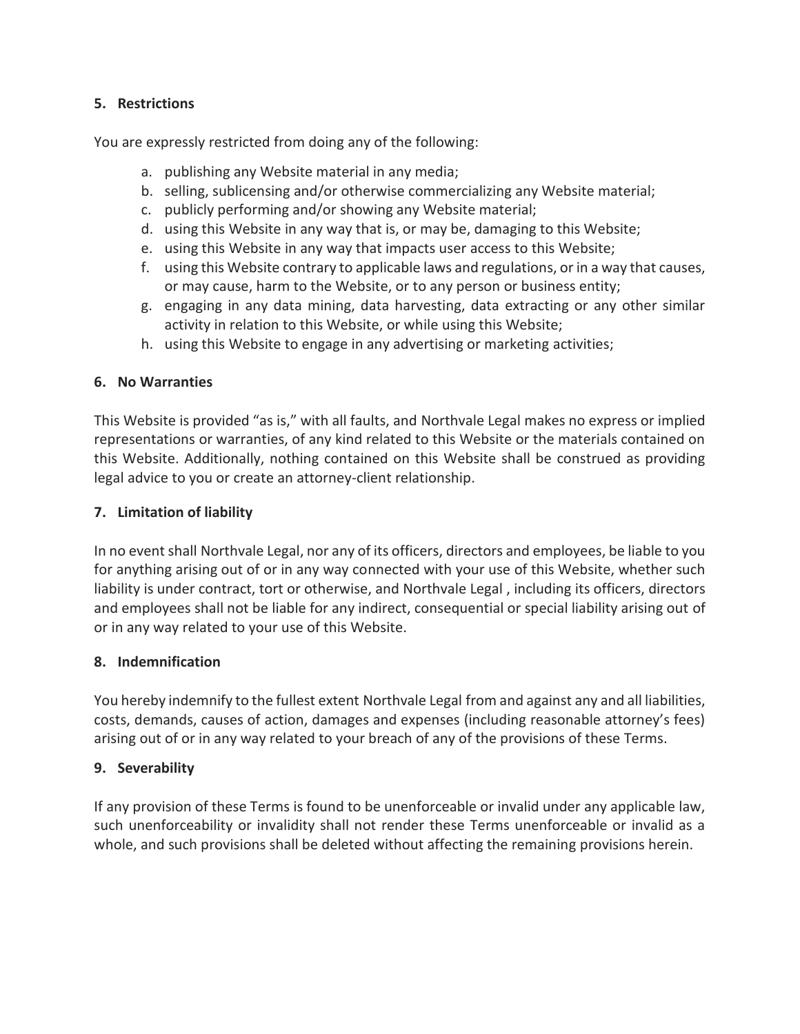## 5. Restrictions

You are expressly restricted from doing any of the following:

a. publishing any Website material in any media;
b. selling, sublicensing and/or otherwise commercializing any Website material;
c. publicly performing and/or showing any Website material;
d. using this Website in any way that is, or may be, damaging to this Website;
e. using this Website in any way that impacts user access to this Website;
f. using this Website contrary to applicable laws and regulations, or in a way that causes, or may cause, harm to the Website, or to any person or business entity;
g. engaging in any data mining, data harvesting, data extracting or any other similar activity in relation to this Website, or while using this Website;
h. using this Website to engage in any advertising or marketing activities;

## 6. No Warranties

This Website is provided "as is," with all faults, and Northvale Legal makes no express or implied representations or warranties, of any kind related to this Website or the materials contained on this Website. Additionally, nothing contained on this Website shall be construed as providing legal advice to you or create an attorney-client relationship.

## 7. Limitation of liability

In no event shall Northvale Legal, nor any of its officers, directors and employees, be liable to you for anything arising out of or in any way connected with your use of this Website, whether such liability is under contract, tort or otherwise, and Northvale Legal , including its officers, directors and employees shall not be liable for any indirect, consequential or special liability arising out of or in any way related to your use of this Website.

## 8. Indemnification

You hereby indemnify to the fullest extent Northvale Legal from and against any and all liabilities, costs, demands, causes of action, damages and expenses (including reasonable attorney's fees) arising out of or in any way related to your breach of any of the provisions of these Terms.

## 9. Severability

If any provision of these Terms is found to be unenforceable or invalid under any applicable law, such unenforceability or invalidity shall not render these Terms unenforceable or invalid as a whole, and such provisions shall be deleted without affecting the remaining provisions herein.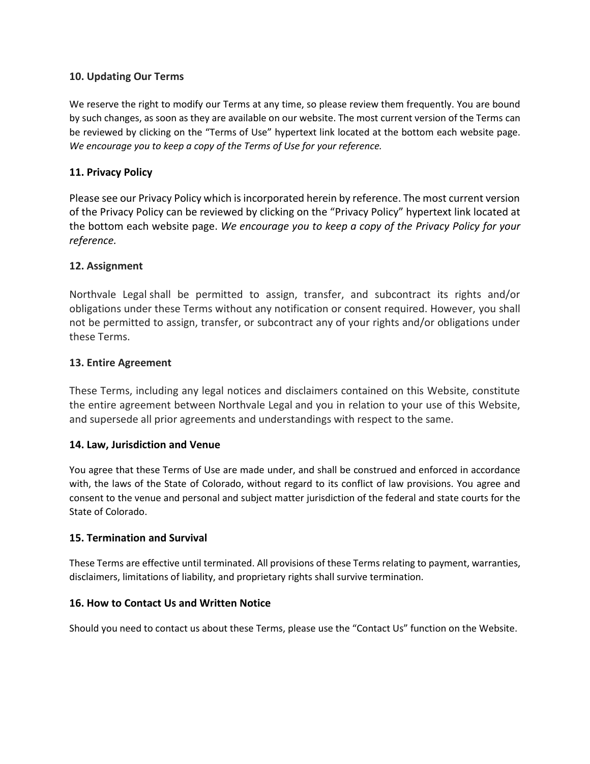### 10. Updating Our Terms

We reserve the right to modify our Terms at any time, so please review them frequently. You are bound by such changes, as soon as they are available on our website. The most current version of the Terms can be reviewed by clicking on the "Terms of Use" hypertext link located at the bottom each website page. *We encourage you to keep a copy of the Terms of Use for your reference.*

### 11. Privacy Policy

Please see our Privacy Policy which is incorporated herein by reference. The most current version of the Privacy Policy can be reviewed by clicking on the "Privacy Policy" hypertext link located at the bottom each website page. *We encourage you to keep a copy of the Privacy Policy for your reference.*

### 12. Assignment

Northvale Legal shall be permitted to assign, transfer, and subcontract its rights and/or obligations under these Terms without any notification or consent required. However, you shall not be permitted to assign, transfer, or subcontract any of your rights and/or obligations under these Terms.

### 13. Entire Agreement

These Terms, including any legal notices and disclaimers contained on this Website, constitute the entire agreement between Northvale Legal and you in relation to your use of this Website, and supersede all prior agreements and understandings with respect to the same.

### 14. Law, Jurisdiction and Venue

You agree that these Terms of Use are made under, and shall be construed and enforced in accordance with, the laws of the State of Colorado, without regard to its conflict of law provisions. You agree and consent to the venue and personal and subject matter jurisdiction of the federal and state courts for the State of Colorado.

### 15. Termination and Survival

These Terms are effective until terminated. All provisions of these Terms relating to payment, warranties, disclaimers, limitations of liability, and proprietary rights shall survive termination.

### 16. How to Contact Us and Written Notice

Should you need to contact us about these Terms, please use the "Contact Us" function on the Website.